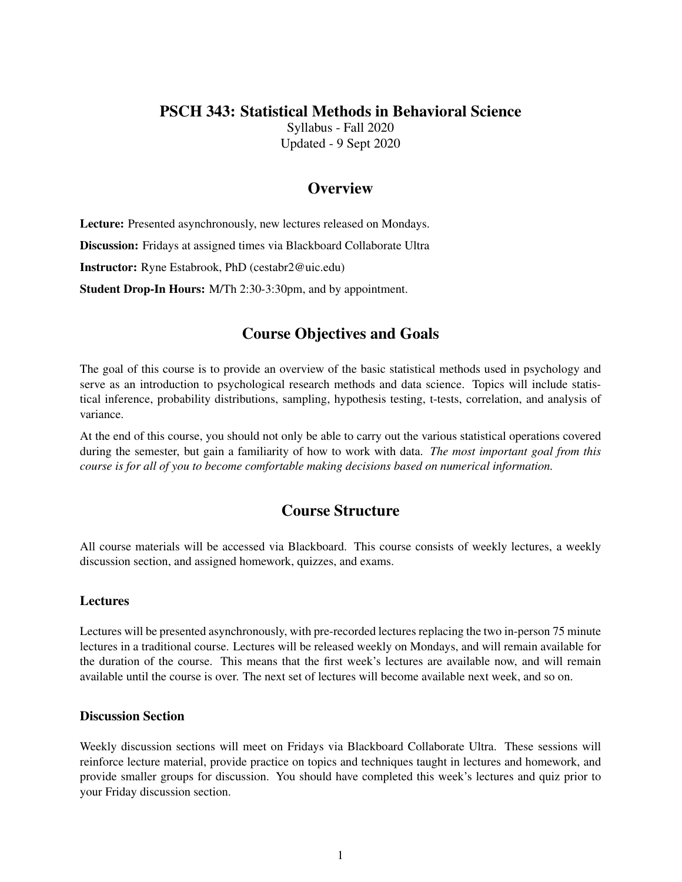# PSCH 343: Statistical Methods in Behavioral Science

Syllabus - Fall 2020

Updated - 9 Sept 2020

## Overview

**Lecture:** Presented asynchronously, new lectures released on Mondays.

**Discussion:** Fridays at assigned times via Blackboard Collaborate Ultra

**Instructor:** Ryne Estabrook, PhD (cestabr2@uic.edu)

**Student Drop-In Hours:** M/Th 2:30-3:30pm, and by appointment.

## Course Objectives and Goals

The goal of this course is to provide an overview of the basic statistical methods used in psychology and serve as an introduction to psychological research methods and data science. Topics will include statistical inference, probability distributions, sampling, hypothesis testing, t-tests, correlation, and analysis of variance.

At the end of this course, you should not only be able to carry out the various statistical operations covered during the semester, but gain a familiarity of how to work with data. *The most important goal from this course is for all of you to become comfortable making decisions based on numerical information.*

## Course Structure

All course materials will be accessed via Blackboard. This course consists of weekly lectures, a weekly discussion section, and assigned homework, quizzes, and exams.

### Lectures

Lectures will be presented asynchronously, with pre-recorded lectures replacing the two in-person 75 minute lectures in a traditional course. Lectures will be released weekly on Mondays, and will remain available for the duration of the course. This means that the first week's lectures are available now, and will remain available until the course is over. The next set of lectures will become available next week, and so on.

### Discussion Section

Weekly discussion sections will meet on Fridays via Blackboard Collaborate Ultra. These sessions will reinforce lecture material, provide practice on topics and techniques taught in lectures and homework, and provide smaller groups for discussion. You should have completed this week's lectures and quiz prior to your Friday discussion section.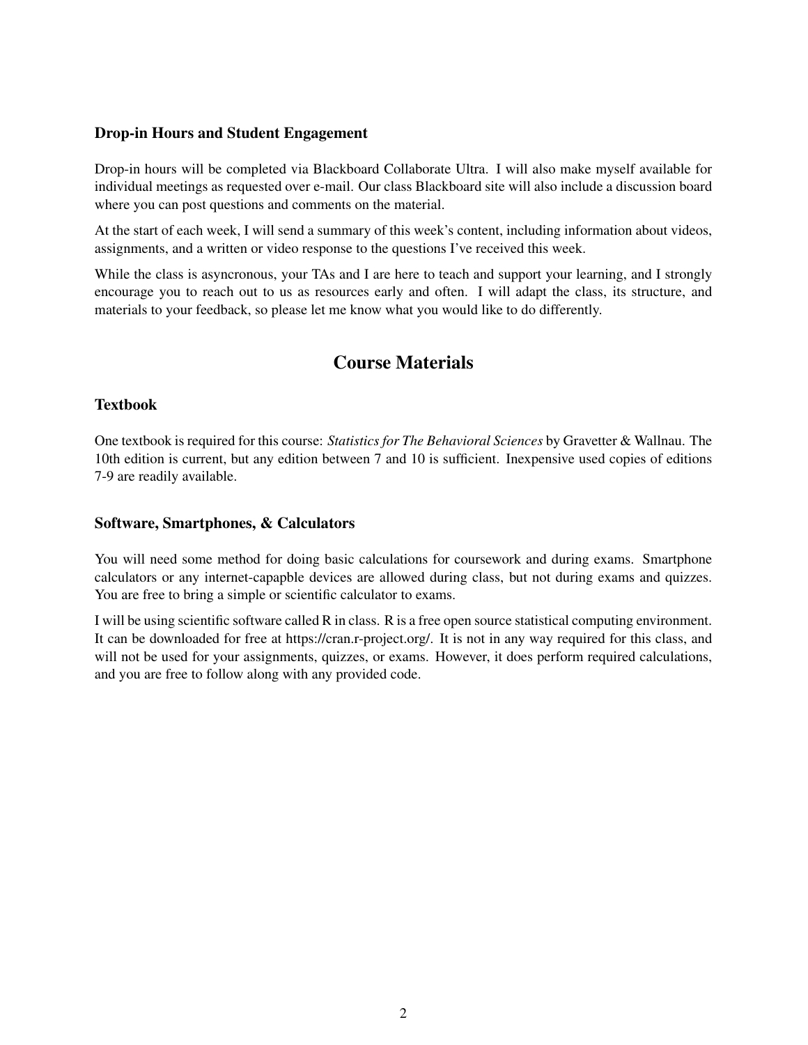### Drop-in Hours and Student Engagement

Drop-in hours will be completed via Blackboard Collaborate Ultra. I will also make myself available for individual meetings as requested over e-mail. Our class Blackboard site will also include a discussion board where you can post questions and comments on the material.

At the start of each week, I will send a summary of this week's content, including information about videos, assignments, and a written or video response to the questions I've received this week.

While the class is asyncronous, your TAs and I are here to teach and support your learning, and I strongly encourage you to reach out to us as resources early and often. I will adapt the class, its structure, and materials to your feedback, so please let me know what you would like to do differently.

## Course Materials

### Textbook

One textbook is required for this course: *Statistics for The Behavioral Sciences* by Gravetter & Wallnau. The 10th edition is current, but any edition between 7 and 10 is sufficient. Inexpensive used copies of editions 7-9 are readily available.

### Software, Smartphones, & Calculators

You will need some method for doing basic calculations for coursework and during exams. Smartphone calculators or any internet-capapble devices are allowed during class, but not during exams and quizzes. You are free to bring a simple or scientific calculator to exams.

I will be using scientific software called R in class. R is a free open source statistical computing environment. It can be downloaded for free at https://cran.r-project.org/. It is not in any way required for this class, and will not be used for your assignments, quizzes, or exams. However, it does perform required calculations, and you are free to follow along with any provided code.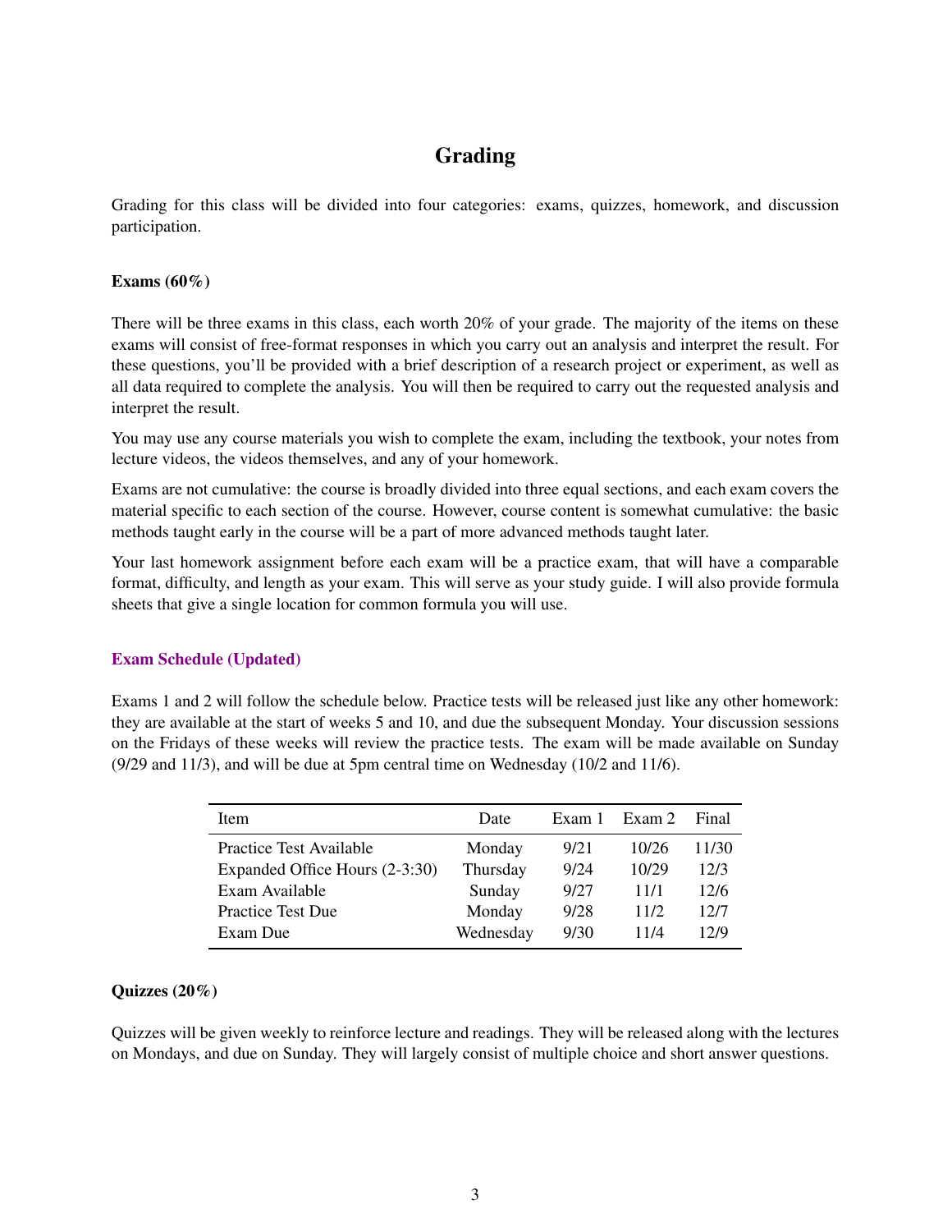# Grading

Grading for this class will be divided into four categories: exams, quizzes, homework, and discussion participation.

**Exams (60%)**

There will be three exams in this class, each worth 20% of your grade. The majority of the items on these exams will consist of free-format responses in which you carry out an analysis and interpret the result. For these questions, you'll be provided with a brief description of a research project or experiment, as well as all data required to complete the analysis. You will then be required to carry out the requested analysis and interpret the result.

You may use any course materials you wish to complete the exam, including the textbook, your notes from lecture videos, the videos themselves, and any of your homework.

Exams are not cumulative: the course is broadly divided into three equal sections, and each exam covers the material specific to each section of the course. However, course content is somewhat cumulative: the basic methods taught early in the course will be a part of more advanced methods taught later.

Your last homework assignment before each exam will be a practice exam, that will have a comparable format, difficulty, and length as your exam. This will serve as your study guide. I will also provide formula sheets that give a single location for common formula you will use.

**Exam Schedule (Updated)**

Exams 1 and 2 will follow the schedule below. Practice tests will be released just like any other homework: they are available at the start of weeks 5 and 10, and due the subsequent Monday. Your discussion sessions on the Fridays of these weeks will review the practice tests. The exam will be made available on Sunday (9/29 and 11/3), and will be due at 5pm central time on Wednesday (10/2 and 11/6).

| Item | Date | Exam 1 | Exam 2 | Final |
|---|---|---|---|---|
| Practice Test Available | Monday | 9/21 | 10/26 | 11/30 |
| Expanded Office Hours (2-3:30) | Thursday | 9/24 | 10/29 | 12/3 |
| Exam Available | Sunday | 9/27 | 11/1 | 12/6 |
| Practice Test Due | Monday | 9/28 | 11/2 | 12/7 |
| Exam Due | Wednesday | 9/30 | 11/4 | 12/9 |

**Quizzes (20%)**

Quizzes will be given weekly to reinforce lecture and readings. They will be released along with the lectures on Mondays, and due on Sunday. They will largely consist of multiple choice and short answer questions.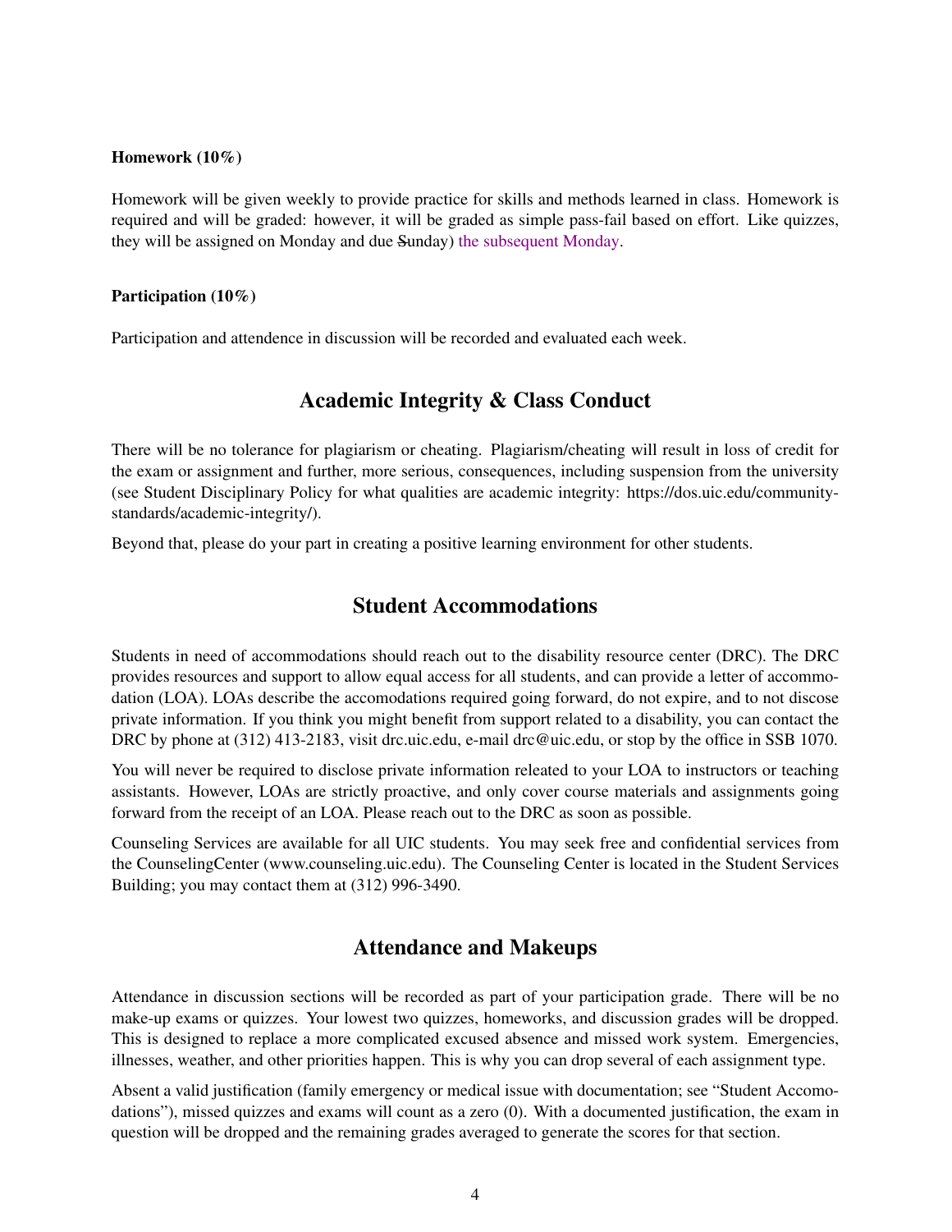**Homework (10%)**

Homework will be given weekly to provide practice for skills and methods learned in class. Homework is required and will be graded: however, it will be graded as simple pass-fail based on effort. Like quizzes, they will be assigned on Monday and due ~~S~~unday) the subsequent Monday.

**Participation (10%)**

Participation and attendence in discussion will be recorded and evaluated each week.

## Academic Integrity & Class Conduct

There will be no tolerance for plagiarism or cheating. Plagiarism/cheating will result in loss of credit for the exam or assignment and further, more serious, consequences, including suspension from the university (see Student Disciplinary Policy for what qualities are academic integrity: https://dos.uic.edu/community-standards/academic-integrity/).

Beyond that, please do your part in creating a positive learning environment for other students.

## Student Accommodations

Students in need of accommodations should reach out to the disability resource center (DRC). The DRC provides resources and support to allow equal access for all students, and can provide a letter of accommodation (LOA). LOAs describe the accomodations required going forward, do not expire, and to not discose private information. If you think you might benefit from support related to a disability, you can contact the DRC by phone at (312) 413-2183, visit drc.uic.edu, e-mail drc@uic.edu, or stop by the office in SSB 1070.

You will never be required to disclose private information releated to your LOA to instructors or teaching assistants. However, LOAs are strictly proactive, and only cover course materials and assignments going forward from the receipt of an LOA. Please reach out to the DRC as soon as possible.

Counseling Services are available for all UIC students. You may seek free and confidential services from the CounselingCenter (www.counseling.uic.edu). The Counseling Center is located in the Student Services Building; you may contact them at (312) 996-3490.

## Attendance and Makeups

Attendance in discussion sections will be recorded as part of your participation grade. There will be no make-up exams or quizzes. Your lowest two quizzes, homeworks, and discussion grades will be dropped. This is designed to replace a more complicated excused absence and missed work system. Emergencies, illnesses, weather, and other priorities happen. This is why you can drop several of each assignment type.

Absent a valid justification (family emergency or medical issue with documentation; see "Student Accomodations"), missed quizzes and exams will count as a zero (0). With a documented justification, the exam in question will be dropped and the remaining grades averaged to generate the scores for that section.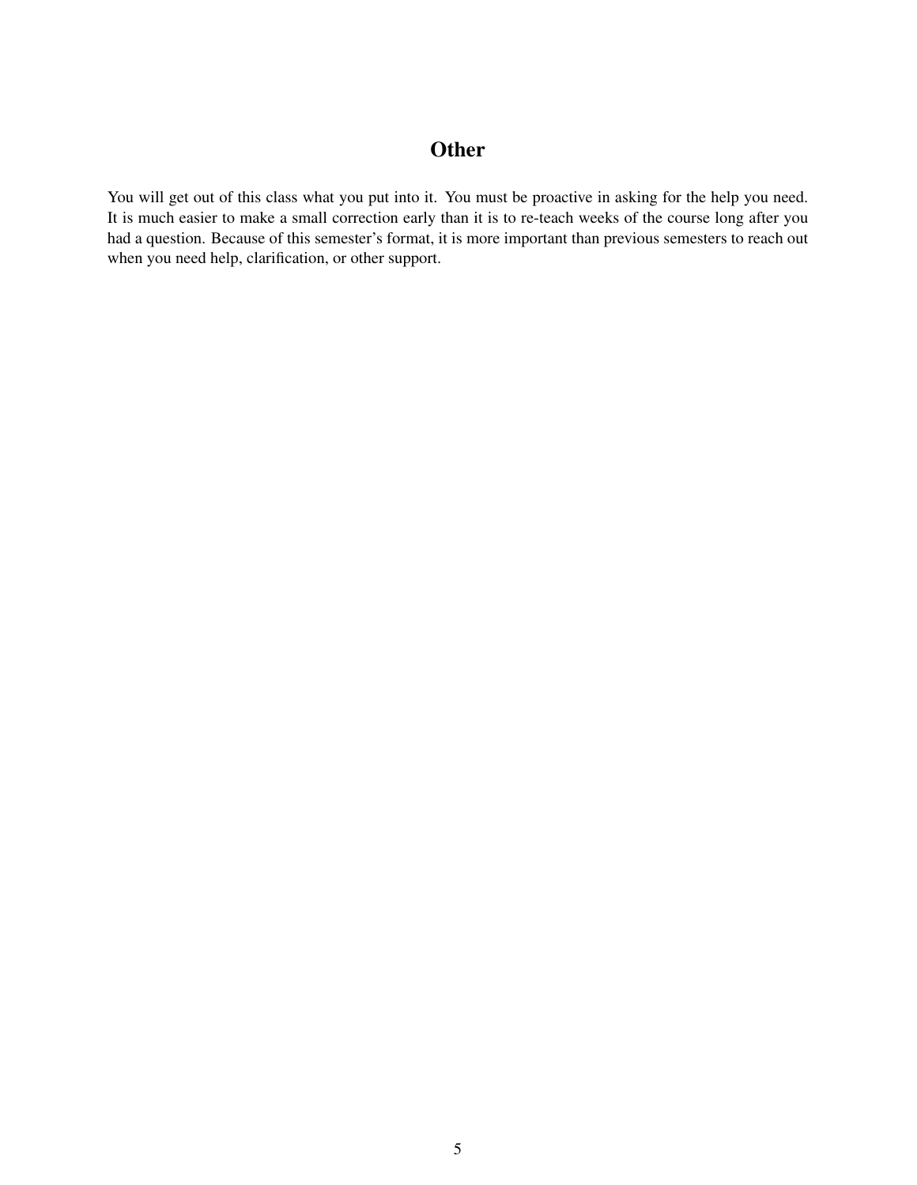## Other

You will get out of this class what you put into it. You must be proactive in asking for the help you need. It is much easier to make a small correction early than it is to re-teach weeks of the course long after you had a question. Because of this semester's format, it is more important than previous semesters to reach out when you need help, clarification, or other support.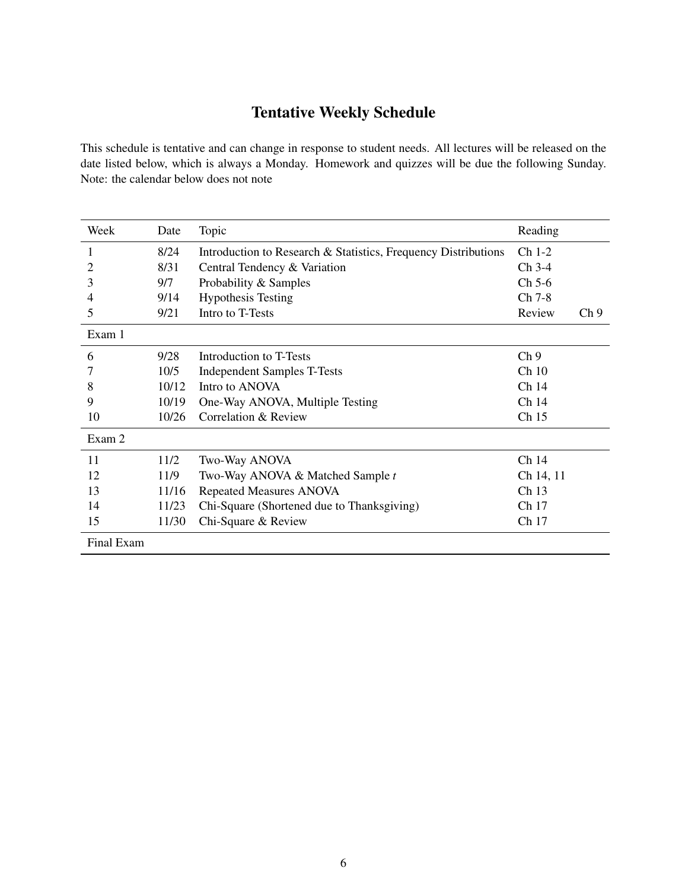## Tentative Weekly Schedule

This schedule is tentative and can change in response to student needs. All lectures will be released on the date listed below, which is always a Monday. Homework and quizzes will be due the following Sunday. Note: the calendar below does not note

| Week | Date | Topic | Reading | |
|---|---|---|---|---|
| 1 | 8/24 | Introduction to Research & Statistics, Frequency Distributions | Ch 1-2 | |
| 2 | 8/31 | Central Tendency & Variation | Ch 3-4 | |
| 3 | 9/7 | Probability & Samples | Ch 5-6 | |
| 4 | 9/14 | Hypothesis Testing | Ch 7-8 | |
| 5 | 9/21 | Intro to T-Tests | Review | Ch 9 |
| Exam 1 | | | | |
| 6 | 9/28 | Introduction to T-Tests | Ch 9 | |
| 7 | 10/5 | Independent Samples T-Tests | Ch 10 | |
| 8 | 10/12 | Intro to ANOVA | Ch 14 | |
| 9 | 10/19 | One-Way ANOVA, Multiple Testing | Ch 14 | |
| 10 | 10/26 | Correlation & Review | Ch 15 | |
| Exam 2 | | | | |
| 11 | 11/2 | Two-Way ANOVA | Ch 14 | |
| 12 | 11/9 | Two-Way ANOVA & Matched Sample *t* | Ch 14, 11 | |
| 13 | 11/16 | Repeated Measures ANOVA | Ch 13 | |
| 14 | 11/23 | Chi-Square (Shortened due to Thanksgiving) | Ch 17 | |
| 15 | 11/30 | Chi-Square & Review | Ch 17 | |
| Final Exam | | | | |